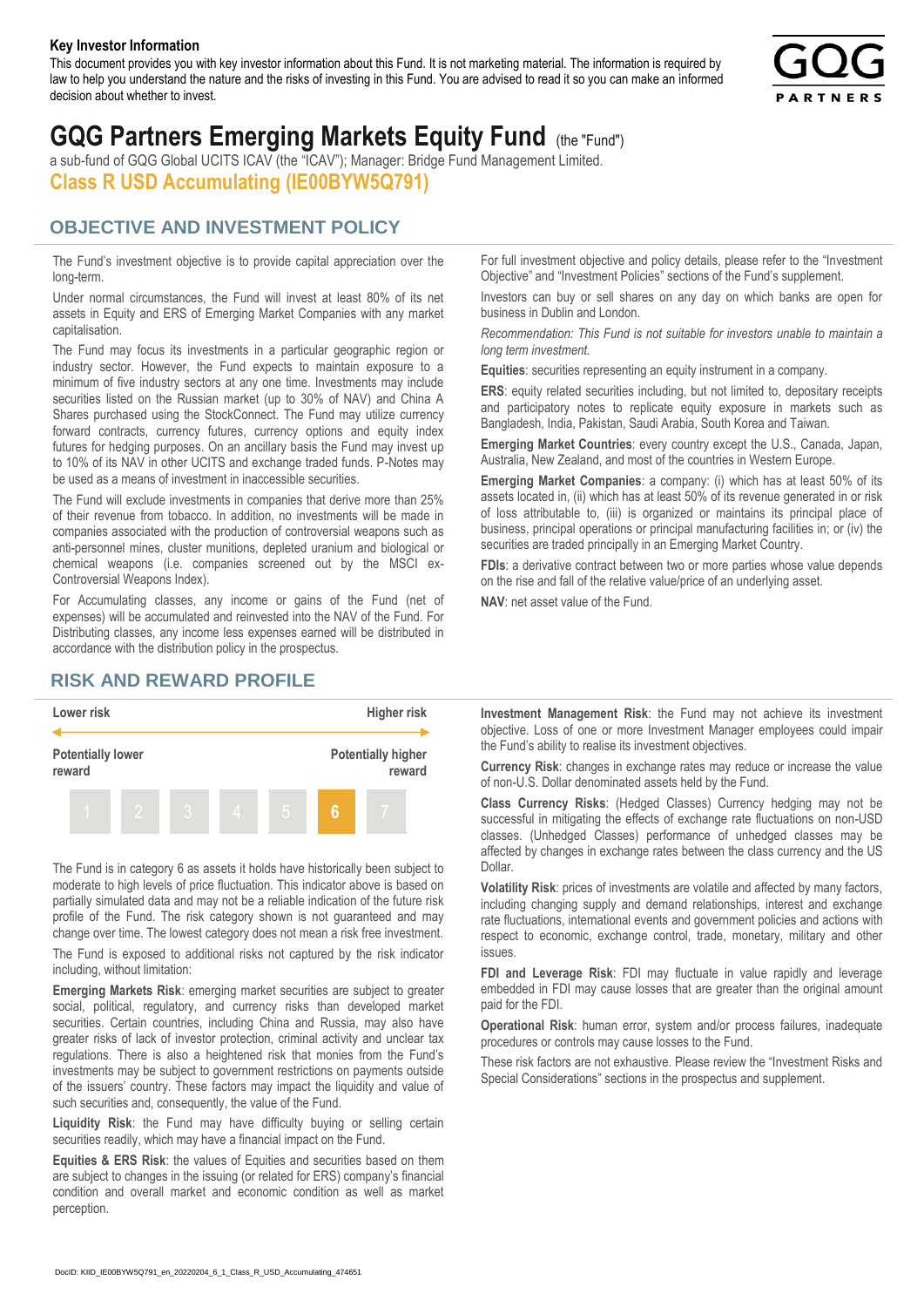**Key Investor Information**

This document provides you with key investor information about this Fund. It is not marketing material. The information is required by law to help you understand the nature and the risks of investing in this Fund. You are advised to read it so you can make an informed decision about whether to invest.

# GQG Partners Emerging Markets Equity Fund (the "Fund")

a sub-fund of GQG Global UCITS ICAV (the "ICAV"); Manager: Bridge Fund Management Limited.

## Class R USD Accumulating (IE00BYW5Q791)

## OBJECTIVE AND INVESTMENT POLICY

The Fund's investment objective is to provide capital appreciation over the long-term.

Under normal circumstances, the Fund will invest at least 80% of its net assets in Equity and ERS of Emerging Market Companies with any market capitalisation.

The Fund may focus its investments in a particular geographic region or industry sector. However, the Fund expects to maintain exposure to a minimum of five industry sectors at any one time. Investments may include securities listed on the Russian market (up to 30% of NAV) and China A Shares purchased using the StockConnect. The Fund may utilize currency forward contracts, currency futures, currency options and equity index futures for hedging purposes. On an ancillary basis the Fund may invest up to 10% of its NAV in other UCITS and exchange traded funds. P-Notes may be used as a means of investment in inaccessible securities.

The Fund will exclude investments in companies that derive more than 25% of their revenue from tobacco. In addition, no investments will be made in companies associated with the production of controversial weapons such as anti-personnel mines, cluster munitions, depleted uranium and biological or chemical weapons (i.e. companies screened out by the MSCI ex-Controversial Weapons Index).

For Accumulating classes, any income or gains of the Fund (net of expenses) will be accumulated and reinvested into the NAV of the Fund. For Distributing classes, any income less expenses earned will be distributed in accordance with the distribution policy in the prospectus.

For full investment objective and policy details, please refer to the "Investment Objective" and "Investment Policies" sections of the Fund's supplement.

Investors can buy or sell shares on any day on which banks are open for business in Dublin and London.

*Recommendation: This Fund is not suitable for investors unable to maintain a long term investment.*

**Equities**: securities representing an equity instrument in a company.

**ERS**: equity related securities including, but not limited to, depositary receipts and participatory notes to replicate equity exposure in markets such as Bangladesh, India, Pakistan, Saudi Arabia, South Korea and Taiwan.

**Emerging Market Countries**: every country except the U.S., Canada, Japan, Australia, New Zealand, and most of the countries in Western Europe.

**Emerging Market Companies**: a company: (i) which has at least 50% of its assets located in, (ii) which has at least 50% of its revenue generated in or risk of loss attributable to, (iii) is organized or maintains its principal place of business, principal operations or principal manufacturing facilities in; or (iv) the securities are traded principally in an Emerging Market Country.

**FDIs**: a derivative contract between two or more parties whose value depends on the rise and fall of the relative value/price of an underlying asset.

**NAV**: net asset value of the Fund.

## RISK AND REWARD PROFILE

| Lower risk | | | | | | Higher risk |
|---|---|---|---|---|---|---|
| Potentially lower reward | | | | | | Potentially higher reward |
| 1 | 2 | 3 | 4 | 5 | **6** | 7 |

The Fund is in category 6 as assets it holds have historically been subject to moderate to high levels of price fluctuation. This indicator above is based on partially simulated data and may not be a reliable indication of the future risk profile of the Fund. The risk category shown is not guaranteed and may change over time. The lowest category does not mean a risk free investment.

The Fund is exposed to additional risks not captured by the risk indicator including, without limitation:

**Emerging Markets Risk**: emerging market securities are subject to greater social, political, regulatory, and currency risks than developed market securities. Certain countries, including China and Russia, may also have greater risks of lack of investor protection, criminal activity and unclear tax regulations. There is also a heightened risk that monies from the Fund's investments may be subject to government restrictions on payments outside of the issuers' country. These factors may impact the liquidity and value of such securities and, consequently, the value of the Fund.

**Liquidity Risk**: the Fund may have difficulty buying or selling certain securities readily, which may have a financial impact on the Fund.

**Equities & ERS Risk**: the values of Equities and securities based on them are subject to changes in the issuing (or related for ERS) company's financial condition and overall market and economic condition as well as market perception.

**Investment Management Risk**: the Fund may not achieve its investment objective. Loss of one or more Investment Manager employees could impair the Fund's ability to realise its investment objectives.

**Currency Risk**: changes in exchange rates may reduce or increase the value of non-U.S. Dollar denominated assets held by the Fund.

**Class Currency Risks**: (Hedged Classes) Currency hedging may not be successful in mitigating the effects of exchange rate fluctuations on non-USD classes. (Unhedged Classes) performance of unhedged classes may be affected by changes in exchange rates between the class currency and the US Dollar.

**Volatility Risk**: prices of investments are volatile and affected by many factors, including changing supply and demand relationships, interest and exchange rate fluctuations, international events and government policies and actions with respect to economic, exchange control, trade, monetary, military and other issues.

**FDI and Leverage Risk**: FDI may fluctuate in value rapidly and leverage embedded in FDI may cause losses that are greater than the original amount paid for the FDI.

**Operational Risk**: human error, system and/or process failures, inadequate procedures or controls may cause losses to the Fund.

These risk factors are not exhaustive. Please review the "Investment Risks and Special Considerations" sections in the prospectus and supplement.

DocID: KIID_IE00BYW5Q791_en_20220204_6_1_Class_R_USD_Accumulating_474651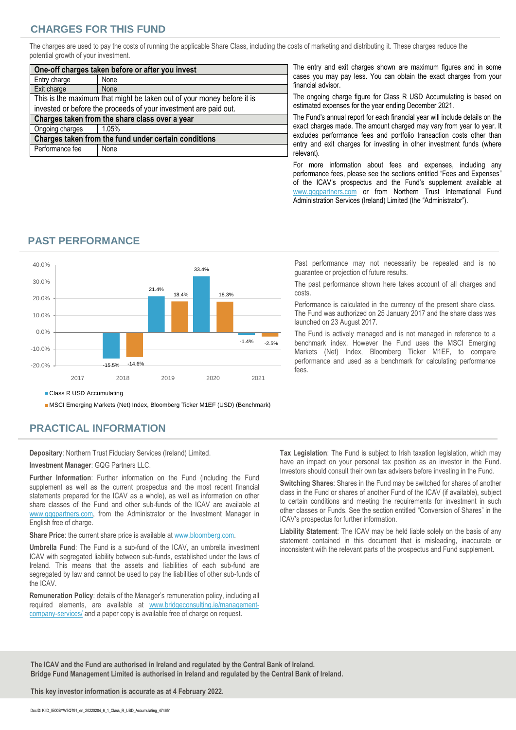## CHARGES FOR THIS FUND

The charges are used to pay the costs of running the applicable Share Class, including the costs of marketing and distributing it. These charges reduce the potential growth of your investment.

| One-off charges taken before or after you invest | |
|---|---|
| Entry charge | None |
| Exit charge | None |
| This is the maximum that might be taken out of your money before it is invested or before the proceeds of your investment are paid out. | |
| **Charges taken from the share class over a year** | |
| Ongoing charges | 1.05% |
| **Charges taken from the fund under certain conditions** | |
| Performance fee | None |

The entry and exit charges shown are maximum figures and in some cases you may pay less. You can obtain the exact charges from your financial advisor.

The ongoing charge figure for Class R USD Accumulating is based on estimated expenses for the year ending December 2021.

The Fund's annual report for each financial year will include details on the exact charges made. The amount charged may vary from year to year. It excludes performance fees and portfolio transaction costs other than entry and exit charges for investing in other investment funds (where relevant).

For more information about fees and expenses, including any performance fees, please see the sections entitled "Fees and Expenses" of the ICAV's prospectus and the Fund's supplement available at www.gqgpartners.com or from Northern Trust International Fund Administration Services (Ireland) Limited (the "Administrator").

## PAST PERFORMANCE

40.0%
30.0%
20.0%
10.0%
0.0%
-10.0%
-20.0%

2017
2018
2019
2020
2021

-15.5%
-14.6%
21.4%
18.4%
33.4%
18.3%
-1.4%
-2.5%

Class R USD Accumulating

MSCI Emerging Markets (Net) Index, Bloomberg Ticker M1EF (USD) (Benchmark)

Past performance may not necessarily be repeated and is no guarantee or projection of future results.

The past performance shown here takes account of all charges and costs.

Performance is calculated in the currency of the present share class. The Fund was authorized on 25 January 2017 and the share class was launched on 23 August 2017.

The Fund is actively managed and is not managed in reference to a benchmark index. However the Fund uses the MSCI Emerging Markets (Net) Index, Bloomberg Ticker M1EF, to compare performance and used as a benchmark for calculating performance fees.

## PRACTICAL INFORMATION

**Depositary**: Northern Trust Fiduciary Services (Ireland) Limited.

**Investment Manager**: GQG Partners LLC.

**Further Information**: Further information on the Fund (including the Fund supplement as well as the current prospectus and the most recent financial statements prepared for the ICAV as a whole), as well as information on other share classes of the Fund and other sub-funds of the ICAV are available at www.gqgpartners.com, from the Administrator or the Investment Manager in English free of charge.

**Share Price**: the current share price is available at www.bloomberg.com.

**Umbrella Fund**: The Fund is a sub-fund of the ICAV, an umbrella investment ICAV with segregated liability between sub-funds, established under the laws of Ireland. This means that the assets and liabilities of each sub-fund are segregated by law and cannot be used to pay the liabilities of other sub-funds of the ICAV.

**Remuneration Policy**: details of the Manager's remuneration policy, including all required elements, are available at www.bridgeconsulting.ie/management-company-services/ and a paper copy is available free of charge on request.

**Tax Legislation**: The Fund is subject to Irish taxation legislation, which may have an impact on your personal tax position as an investor in the Fund. Investors should consult their own tax advisers before investing in the Fund.

**Switching Shares**: Shares in the Fund may be switched for shares of another class in the Fund or shares of another Fund of the ICAV (if available), subject to certain conditions and meeting the requirements for investment in such other classes or Funds. See the section entitled "Conversion of Shares" in the ICAV's prospectus for further information.

**Liability Statement**: The ICAV may be held liable solely on the basis of any statement contained in this document that is misleading, inaccurate or inconsistent with the relevant parts of the prospectus and Fund supplement.

**The ICAV and the Fund are authorised in Ireland and regulated by the Central Bank of Ireland.**
**Bridge Fund Management Limited is authorised in Ireland and regulated by the Central Bank of Ireland.**

**This key investor information is accurate as at 4 February 2022.**

DocID: KIID_IE00BYW5Q791_en_20220204_6_1_Class_R_USD_Accumulating_474651